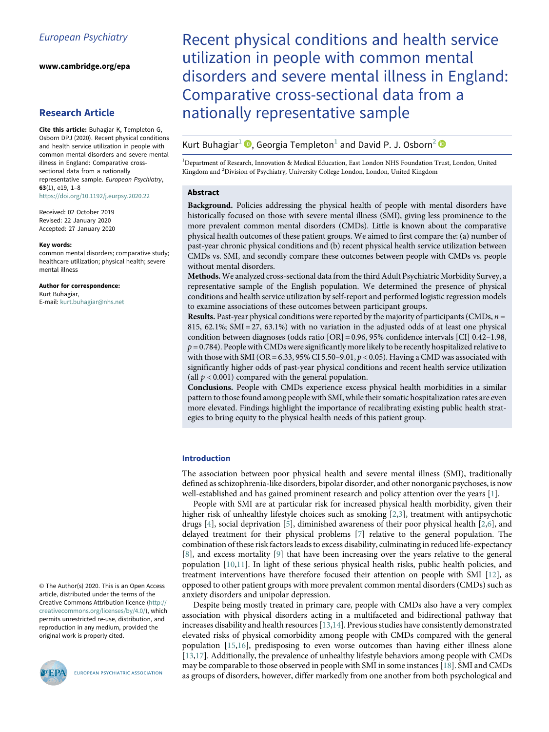European Psychiatry

www.cambridge.org/epa

**Research Article**

**Cite this article:** Buhagiar K, Templeton G, Osborn DPJ (2020). Recent physical conditions and health service utilization in people with common mental disorders and severe mental illness in England: Comparative cross-sectional data from a nationally representative sample. *European Psychiatry*, **63**(1), e19, 1–8
https://doi.org/10.1192/j.eurpsy.2020.22

Received: 02 October 2019
Revised: 22 January 2020
Accepted: 27 January 2020

**Key words:**
common mental disorders; comparative study; healthcare utilization; physical health; severe mental illness

**Author for correspondence:**
Kurt Buhagiar,
E-mail: kurt.buhagiar@nhs.net

© The Author(s) 2020. This is an Open Access article, distributed under the terms of the Creative Commons Attribution licence (http://creativecommons.org/licenses/by/4.0/), which permits unrestricted re-use, distribution, and reproduction in any medium, provided the original work is properly cited.

# Recent physical conditions and health service utilization in people with common mental disorders and severe mental illness in England: Comparative cross-sectional data from a nationally representative sample

Kurt Buhagiar[1], Georgia Templeton[1] and David P. J. Osborn[2]

[1]Department of Research, Innovation & Medical Education, East London NHS Foundation Trust, London, United Kingdom and [2]Division of Psychiatry, University College London, London, United Kingdom

## Abstract

**Background.** Policies addressing the physical health of people with mental disorders have historically focused on those with severe mental illness (SMI), giving less prominence to the more prevalent common mental disorders (CMDs). Little is known about the comparative physical health outcomes of these patient groups. We aimed to first compare the: (a) number of past-year chronic physical conditions and (b) recent physical health service utilization between CMDs vs. SMI, and secondly compare these outcomes between people with CMDs vs. people without mental disorders.

**Methods.** We analyzed cross-sectional data from the third Adult Psychiatric Morbidity Survey, a representative sample of the English population. We determined the presence of physical conditions and health service utilization by self-report and performed logistic regression models to examine associations of these outcomes between participant groups.

**Results.** Past-year physical conditions were reported by the majority of participants (CMDs, $n$ = 815, 62.1%; SMI = 27, 63.1%) with no variation in the adjusted odds of at least one physical condition between diagnoses (odds ratio [OR] = 0.96, 95% confidence intervals [CI] 0.42–1.98, $p$ = 0.784). People with CMDs were significantly more likely to be recently hospitalized relative to with those with SMI (OR = 6.33, 95% CI 5.50–9.01, $p < 0.05$). Having a CMD was associated with significantly higher odds of past-year physical conditions and recent health service utilization (all $p < 0.001$) compared with the general population.

**Conclusions.** People with CMDs experience excess physical health morbidities in a similar pattern to those found among people with SMI, while their somatic hospitalization rates are even more elevated. Findings highlight the importance of recalibrating existing public health strategies to bring equity to the physical health needs of this patient group.

## Introduction

The association between poor physical health and severe mental illness (SMI), traditionally defined as schizophrenia-like disorders, bipolar disorder, and other nonorganic psychoses, is now well-established and has gained prominent research and policy attention over the years [1].

People with SMI are at particular risk for increased physical health morbidity, given their higher risk of unhealthy lifestyle choices such as smoking [2,3], treatment with antipsychotic drugs [4], social deprivation [5], diminished awareness of their poor physical health [2,6], and delayed treatment for their physical problems [7] relative to the general population. The combination of these risk factors leads to excess disability, culminating in reduced life-expectancy [8], and excess mortality [9] that have been increasing over the years relative to the general population [10,11]. In light of these serious physical health risks, public health policies, and treatment interventions have therefore focused their attention on people with SMI [12], as opposed to other patient groups with more prevalent common mental disorders (CMDs) such as anxiety disorders and unipolar depression.

Despite being mostly treated in primary care, people with CMDs also have a very complex association with physical disorders acting in a multifaceted and bidirectional pathway that increases disability and health resources [13,14]. Previous studies have consistently demonstrated elevated risks of physical comorbidity among people with CMDs compared with the general population [15,16], predisposing to even worse outcomes than having either illness alone [13,17]. Additionally, the prevalence of unhealthy lifestyle behaviors among people with CMDs may be comparable to those observed in people with SMI in some instances [18]. SMI and CMDs as groups of disorders, however, differ markedly from one another from both psychological and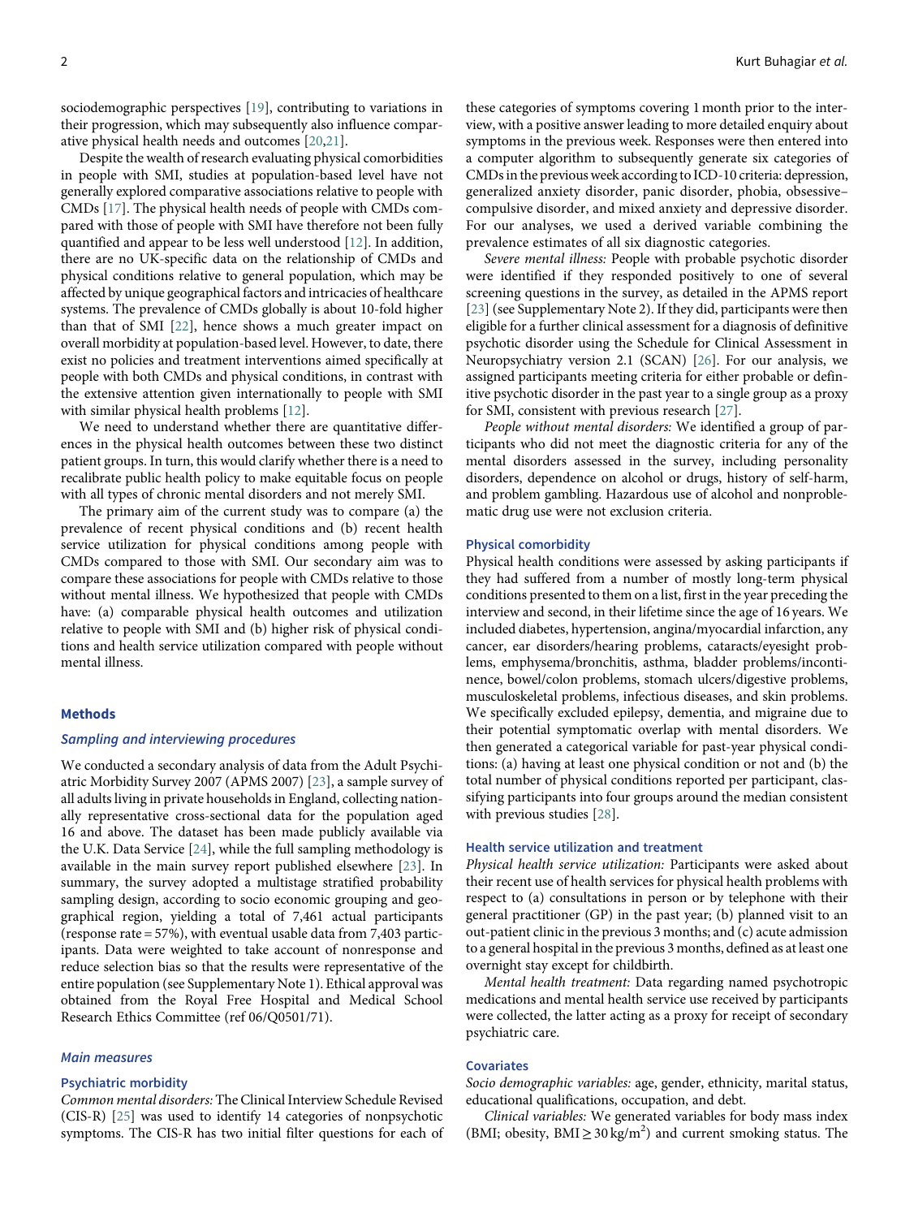sociodemographic perspectives [19], contributing to variations in their progression, which may subsequently also influence comparative physical health needs and outcomes [20,21].

Despite the wealth of research evaluating physical comorbidities in people with SMI, studies at population-based level have not generally explored comparative associations relative to people with CMDs [17]. The physical health needs of people with CMDs compared with those of people with SMI have therefore not been fully quantified and appear to be less well understood [12]. In addition, there are no UK-specific data on the relationship of CMDs and physical conditions relative to general population, which may be affected by unique geographical factors and intricacies of healthcare systems. The prevalence of CMDs globally is about 10-fold higher than that of SMI [22], hence shows a much greater impact on overall morbidity at population-based level. However, to date, there exist no policies and treatment interventions aimed specifically at people with both CMDs and physical conditions, in contrast with the extensive attention given internationally to people with SMI with similar physical health problems [12].

We need to understand whether there are quantitative differences in the physical health outcomes between these two distinct patient groups. In turn, this would clarify whether there is a need to recalibrate public health policy to make equitable focus on people with all types of chronic mental disorders and not merely SMI.

The primary aim of the current study was to compare (a) the prevalence of recent physical conditions and (b) recent health service utilization for physical conditions among people with CMDs compared to those with SMI. Our secondary aim was to compare these associations for people with CMDs relative to those without mental illness. We hypothesized that people with CMDs have: (a) comparable physical health outcomes and utilization relative to people with SMI and (b) higher risk of physical conditions and health service utilization compared with people without mental illness.

## Methods

### *Sampling and interviewing procedures*

We conducted a secondary analysis of data from the Adult Psychiatric Morbidity Survey 2007 (APMS 2007) [23], a sample survey of all adults living in private households in England, collecting nationally representative cross-sectional data for the population aged 16 and above. The dataset has been made publicly available via the U.K. Data Service [24], while the full sampling methodology is available in the main survey report published elsewhere [23]. In summary, the survey adopted a multistage stratified probability sampling design, according to socio economic grouping and geographical region, yielding a total of 7,461 actual participants (response rate = 57%), with eventual usable data from 7,403 participants. Data were weighted to take account of nonresponse and reduce selection bias so that the results were representative of the entire population (see Supplementary Note 1). Ethical approval was obtained from the Royal Free Hospital and Medical School Research Ethics Committee (ref 06/Q0501/71).

### *Main measures*

#### Psychiatric morbidity

*Common mental disorders:* The Clinical Interview Schedule Revised (CIS-R) [25] was used to identify 14 categories of nonpsychotic symptoms. The CIS-R has two initial filter questions for each of these categories of symptoms covering 1 month prior to the interview, with a positive answer leading to more detailed enquiry about symptoms in the previous week. Responses were then entered into a computer algorithm to subsequently generate six categories of CMDs in the previous week according to ICD-10 criteria: depression, generalized anxiety disorder, panic disorder, phobia, obsessive–compulsive disorder, and mixed anxiety and depressive disorder. For our analyses, we used a derived variable combining the prevalence estimates of all six diagnostic categories.

*Severe mental illness:* People with probable psychotic disorder were identified if they responded positively to one of several screening questions in the survey, as detailed in the APMS report [23] (see Supplementary Note 2). If they did, participants were then eligible for a further clinical assessment for a diagnosis of definitive psychotic disorder using the Schedule for Clinical Assessment in Neuropsychiatry version 2.1 (SCAN) [26]. For our analysis, we assigned participants meeting criteria for either probable or definitive psychotic disorder in the past year to a single group as a proxy for SMI, consistent with previous research [27].

*People without mental disorders:* We identified a group of participants who did not meet the diagnostic criteria for any of the mental disorders assessed in the survey, including personality disorders, dependence on alcohol or drugs, history of self-harm, and problem gambling. Hazardous use of alcohol and nonproblematic drug use were not exclusion criteria.

#### Physical comorbidity

Physical health conditions were assessed by asking participants if they had suffered from a number of mostly long-term physical conditions presented to them on a list, first in the year preceding the interview and second, in their lifetime since the age of 16 years. We included diabetes, hypertension, angina/myocardial infarction, any cancer, ear disorders/hearing problems, cataracts/eyesight problems, emphysema/bronchitis, asthma, bladder problems/incontinence, bowel/colon problems, stomach ulcers/digestive problems, musculoskeletal problems, infectious diseases, and skin problems. We specifically excluded epilepsy, dementia, and migraine due to their potential symptomatic overlap with mental disorders. We then generated a categorical variable for past-year physical conditions: (a) having at least one physical condition or not and (b) the total number of physical conditions reported per participant, classifying participants into four groups around the median consistent with previous studies [28].

#### Health service utilization and treatment

*Physical health service utilization:* Participants were asked about their recent use of health services for physical health problems with respect to (a) consultations in person or by telephone with their general practitioner (GP) in the past year; (b) planned visit to an out-patient clinic in the previous 3 months; and (c) acute admission to a general hospital in the previous 3 months, defined as at least one overnight stay except for childbirth.

*Mental health treatment:* Data regarding named psychotropic medications and mental health service use received by participants were collected, the latter acting as a proxy for receipt of secondary psychiatric care.

#### Covariates

*Socio demographic variables:* age, gender, ethnicity, marital status, educational qualifications, occupation, and debt.

*Clinical variables:* We generated variables for body mass index (BMI; obesity, BMI ≥ 30 kg/m$^2$) and current smoking status. The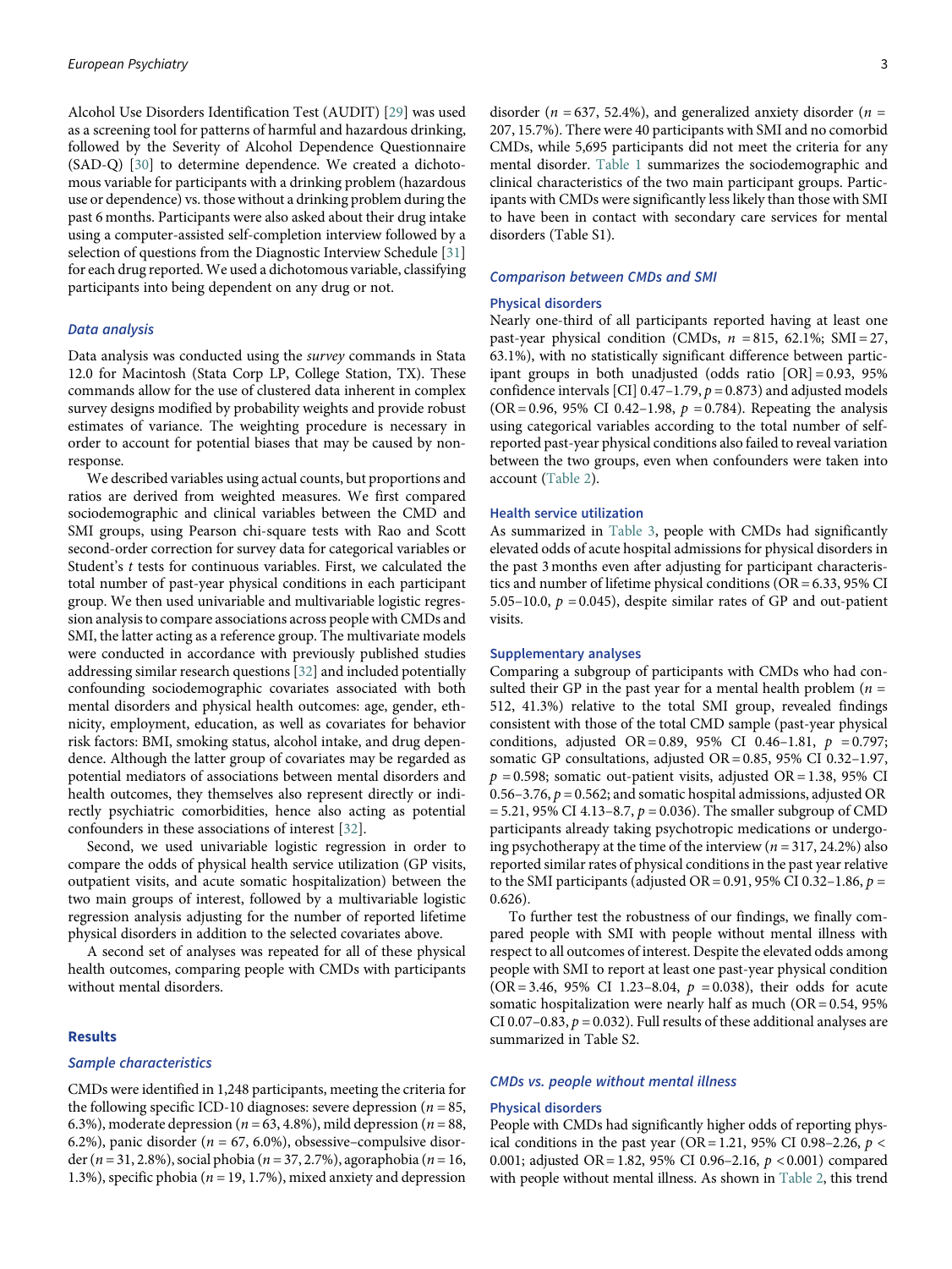Alcohol Use Disorders Identification Test (AUDIT) [29] was used as a screening tool for patterns of harmful and hazardous drinking, followed by the Severity of Alcohol Dependence Questionnaire (SAD-Q) [30] to determine dependence. We created a dichotomous variable for participants with a drinking problem (hazardous use or dependence) vs. those without a drinking problem during the past 6 months. Participants were also asked about their drug intake using a computer-assisted self-completion interview followed by a selection of questions from the Diagnostic Interview Schedule [31] for each drug reported. We used a dichotomous variable, classifying participants into being dependent on any drug or not.

### Data analysis

Data analysis was conducted using the *survey* commands in Stata 12.0 for Macintosh (Stata Corp LP, College Station, TX). These commands allow for the use of clustered data inherent in complex survey designs modified by probability weights and provide robust estimates of variance. The weighting procedure is necessary in order to account for potential biases that may be caused by non-response.

We described variables using actual counts, but proportions and ratios are derived from weighted measures. We first compared sociodemographic and clinical variables between the CMD and SMI groups, using Pearson chi-square tests with Rao and Scott second-order correction for survey data for categorical variables or Student's *t* tests for continuous variables. First, we calculated the total number of past-year physical conditions in each participant group. We then used univariable and multivariable logistic regression analysis to compare associations across people with CMDs and SMI, the latter acting as a reference group. The multivariate models were conducted in accordance with previously published studies addressing similar research questions [32] and included potentially confounding sociodemographic covariates associated with both mental disorders and physical health outcomes: age, gender, ethnicity, employment, education, as well as covariates for behavior risk factors: BMI, smoking status, alcohol intake, and drug dependence. Although the latter group of covariates may be regarded as potential mediators of associations between mental disorders and health outcomes, they themselves also represent directly or indirectly psychiatric comorbidities, hence also acting as potential confounders in these associations of interest [32].

Second, we used univariable logistic regression in order to compare the odds of physical health service utilization (GP visits, outpatient visits, and acute somatic hospitalization) between the two main groups of interest, followed by a multivariable logistic regression analysis adjusting for the number of reported lifetime physical disorders in addition to the selected covariates above.

A second set of analyses was repeated for all of these physical health outcomes, comparing people with CMDs with participants without mental disorders.

## Results

### Sample characteristics

CMDs were identified in 1,248 participants, meeting the criteria for the following specific ICD-10 diagnoses: severe depression ($n$ = 85, 6.3%), moderate depression ($n$ = 63, 4.8%), mild depression ($n$ = 88, 6.2%), panic disorder ($n$ = 67, 6.0%), obsessive–compulsive disorder ($n$ = 31, 2.8%), social phobia ($n$ = 37, 2.7%), agoraphobia ($n$ = 16, 1.3%), specific phobia ($n$ = 19, 1.7%), mixed anxiety and depression disorder ($n$ = 637, 52.4%), and generalized anxiety disorder ($n$ = 207, 15.7%). There were 40 participants with SMI and no comorbid CMDs, while 5,695 participants did not meet the criteria for any mental disorder. Table 1 summarizes the sociodemographic and clinical characteristics of the two main participant groups. Participants with CMDs were significantly less likely than those with SMI to have been in contact with secondary care services for mental disorders (Table S1).

### Comparison between CMDs and SMI

#### Physical disorders

Nearly one-third of all participants reported having at least one past-year physical condition (CMDs, $n$ = 815, 62.1%; SMI = 27, 63.1%), with no statistically significant difference between participant groups in both unadjusted (odds ratio [OR] = 0.93, 95% confidence intervals [CI] 0.47–1.79, $p$ = 0.873) and adjusted models (OR = 0.96, 95% CI 0.42–1.98, $p$ = 0.784). Repeating the analysis using categorical variables according to the total number of self-reported past-year physical conditions also failed to reveal variation between the two groups, even when confounders were taken into account (Table 2).

#### Health service utilization

As summarized in Table 3, people with CMDs had significantly elevated odds of acute hospital admissions for physical disorders in the past 3 months even after adjusting for participant characteristics and number of lifetime physical conditions (OR = 6.33, 95% CI 5.05–10.0, $p$ = 0.045), despite similar rates of GP and out-patient visits.

#### Supplementary analyses

Comparing a subgroup of participants with CMDs who had consulted their GP in the past year for a mental health problem ($n$ = 512, 41.3%) relative to the total SMI group, revealed findings consistent with those of the total CMD sample (past-year physical conditions, adjusted OR = 0.89, 95% CI 0.46–1.81, $p$ = 0.797; somatic GP consultations, adjusted OR = 0.85, 95% CI 0.32–1.97, $p$ = 0.598; somatic out-patient visits, adjusted OR = 1.38, 95% CI 0.56–3.76, $p$ = 0.562; and somatic hospital admissions, adjusted OR = 5.21, 95% CI 4.13–8.7, $p$ = 0.036). The smaller subgroup of CMD participants already taking psychotropic medications or undergoing psychotherapy at the time of the interview ($n$ = 317, 24.2%) also reported similar rates of physical conditions in the past year relative to the SMI participants (adjusted OR = 0.91, 95% CI 0.32–1.86, $p$ = 0.626).

To further test the robustness of our findings, we finally compared people with SMI with people without mental illness with respect to all outcomes of interest. Despite the elevated odds among people with SMI to report at least one past-year physical condition (OR = 3.46, 95% CI 1.23–8.04, $p$ = 0.038), their odds for acute somatic hospitalization were nearly half as much (OR = 0.54, 95% CI 0.07–0.83, $p$ = 0.032). Full results of these additional analyses are summarized in Table S2.

### CMDs vs. people without mental illness

#### Physical disorders

People with CMDs had significantly higher odds of reporting physical conditions in the past year (OR = 1.21, 95% CI 0.98–2.26, $p$ < 0.001; adjusted OR = 1.82, 95% CI 0.96–2.16, $p$ < 0.001) compared with people without mental illness. As shown in Table 2, this trend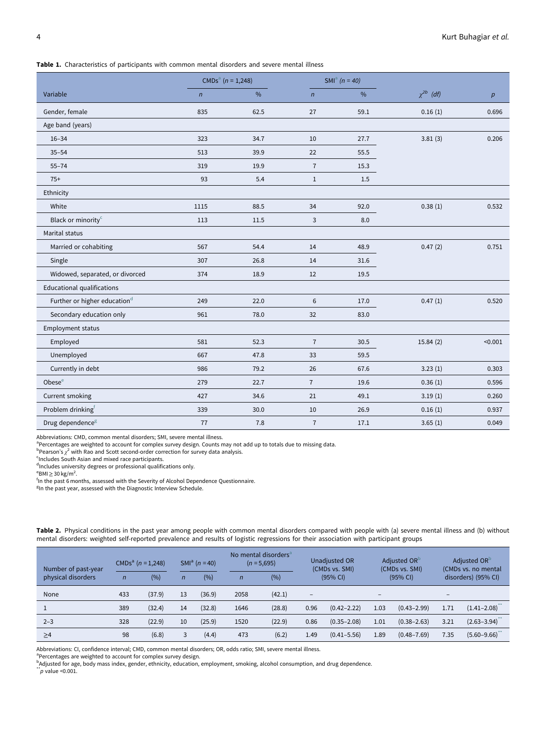**Table 1.** Characteristics of participants with common mental disorders and severe mental illness

| Variable | CMDs[a] ($n$ = 1,248) | | SMI[a] ($n$ = 40) | | $\chi^{2b}$ (df) | $p$ |
|---|---|---|---|---|---|---|
| | $n$ | % | $n$ | % | | |
| Gender, female | 835 | 62.5 | 27 | 59.1 | 0.16 (1) | 0.696 |
| Age band (years) | | | | | | |
| 16–34 | 323 | 34.7 | 10 | 27.7 | 3.81 (3) | 0.206 |
| 35–54 | 513 | 39.9 | 22 | 55.5 | | |
| 55–74 | 319 | 19.9 | 7 | 15.3 | | |
| 75+ | 93 | 5.4 | 1 | 1.5 | | |
| Ethnicity | | | | | | |
| White | 1115 | 88.5 | 34 | 92.0 | 0.38 (1) | 0.532 |
| Black or minority[c] | 113 | 11.5 | 3 | 8.0 | | |
| Marital status | | | | | | |
| Married or cohabiting | 567 | 54.4 | 14 | 48.9 | 0.47 (2) | 0.751 |
| Single | 307 | 26.8 | 14 | 31.6 | | |
| Widowed, separated, or divorced | 374 | 18.9 | 12 | 19.5 | | |
| Educational qualifications | | | | | | |
| Further or higher education[d] | 249 | 22.0 | 6 | 17.0 | 0.47 (1) | 0.520 |
| Secondary education only | 961 | 78.0 | 32 | 83.0 | | |
| Employment status | | | | | | |
| Employed | 581 | 52.3 | 7 | 30.5 | 15.84 (2) | <0.001 |
| Unemployed | 667 | 47.8 | 33 | 59.5 | | |
| Currently in debt | 986 | 79.2 | 26 | 67.6 | 3.23 (1) | 0.303 |
| Obese[e] | 279 | 22.7 | 7 | 19.6 | 0.36 (1) | 0.596 |
| Current smoking | 427 | 34.6 | 21 | 49.1 | 3.19 (1) | 0.260 |
| Problem drinking[f] | 339 | 30.0 | 10 | 26.9 | 0.16 (1) | 0.937 |
| Drug dependence[g] | 77 | 7.8 | 7 | 17.1 | 3.65 (1) | 0.049 |

Abbreviations: CMD, common mental disorders; SMI, severe mental illness.
[a]Percentages are weighted to account for complex survey design. Counts may not add up to totals due to missing data.
[b]Pearson's $\chi^2$ with Rao and Scott second-order correction for survey data analysis.
[c]Includes South Asian and mixed race participants.
[d]Includes university degrees or professional qualifications only.
[e]BMI ≥ 30 kg/m$^2$.
[f]In the past 6 months, assessed with the Severity of Alcohol Dependence Questionnaire.
[g]In the past year, assessed with the Diagnostic Interview Schedule.

**Table 2.** Physical conditions in the past year among people with common mental disorders compared with people with (a) severe mental illness and (b) without mental disorders: weighted self-reported prevalence and results of logistic regressions for their association with participant groups

| Number of past-year physical disorders | CMDs[a] ($n$ = 1,248) | | SMI[a] ($n$ = 40) | | No mental disorders[a] ($n$ = 5,695) | | Unadjusted OR (CMDs vs. SMI) (95% CI) | | Adjusted OR[b] (CMDs vs. SMI) (95% CI) | | Adjusted OR[b] (CMDs vs. no mental disorders) (95% CI) | |
|---|---|---|---|---|---|---|---|---|---|---|---|---|
| | $n$ | (%) | $n$ | (%) | $n$ | (%) | | | | | | |
| None | 433 | (37.9) | 13 | (36.9) | 2058 | (42.1) | – | | – | | – | |
| 1 | 389 | (32.4) | 14 | (32.8) | 1646 | (28.8) | 0.96 | (0.42–2.22) | 1.03 | (0.43–2.99) | 1.71 | (1.41–2.08)** |
| 2–3 | 328 | (22.9) | 10 | (25.9) | 1520 | (22.9) | 0.86 | (0.35–2.08) | 1.01 | (0.38–2.63) | 3.21 | (2.63–3.94)** |
| ≥4 | 98 | (6.8) | 3 | (4.4) | 473 | (6.2) | 1.49 | (0.41–5.56) | 1.89 | (0.48–7.69) | 7.35 | (5.60–9.66)** |

Abbreviations: CI, confidence interval; CMD, common mental disorders; OR, odds ratio; SMI, severe mental illness.
[a]Percentages are weighted to account for complex survey design.
[b]Adjusted for age, body mass index, gender, ethnicity, education, employment, smoking, alcohol consumption, and drug dependence.
**$p$ value <0.001.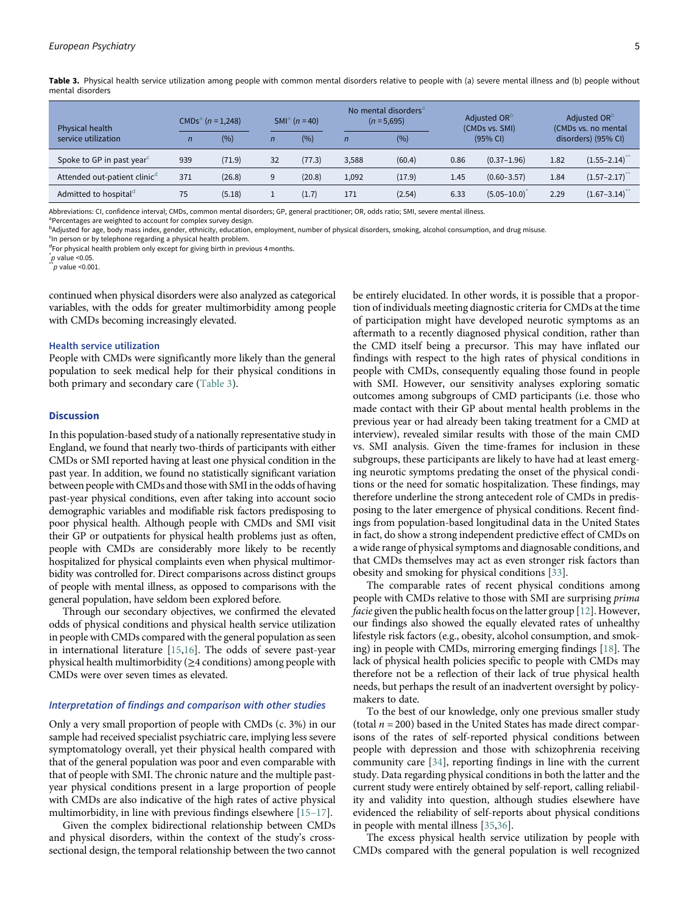**Table 3.** Physical health service utilization among people with common mental disorders relative to people with (a) severe mental illness and (b) people without mental disorders

| Physical health service utilization | CMDs[a] ($n$ = 1,248) | | SMI[a] ($n$ = 40) | | No mental disorders[a] ($n$ = 5,695) | | Adjusted OR[b] (CMDs vs. SMI) (95% CI) | | Adjusted OR[b] (CMDs vs. no mental disorders) (95% CI) | |
|---|---|---|---|---|---|---|---|---|---|---|
| | $n$ | (%) | $n$ | (%) | $n$ | (%) | | | | |
| Spoke to GP in past year[c] | 939 | (71.9) | 32 | (77.3) | 3,588 | (60.4) | 0.86 | (0.37–1.96) | 1.82 | (1.55–2.14)** |
| Attended out-patient clinic[d] | 371 | (26.8) | 9 | (20.8) | 1,092 | (17.9) | 1.45 | (0.60–3.57) | 1.84 | (1.57–2.17)** |
| Admitted to hospital[d] | 75 | (5.18) | 1 | (1.7) | 171 | (2.54) | 6.33 | (5.05–10.0)* | 2.29 | (1.67–3.14)** |

Abbreviations: CI, confidence interval; CMDs, common mental disorders; GP, general practitioner; OR, odds ratio; SMI, severe mental illness.
[a]Percentages are weighted to account for complex survey design.
[b]Adjusted for age, body mass index, gender, ethnicity, education, employment, number of physical disorders, smoking, alcohol consumption, and drug misuse.
[c]In person or by telephone regarding a physical health problem.
[d]For physical health problem only except for giving birth in previous 4 months.
*$p$ value <0.05.
**$p$ value <0.001.

continued when physical disorders were also analyzed as categorical variables, with the odds for greater multimorbidity among people with CMDs becoming increasingly elevated.

### Health service utilization

People with CMDs were significantly more likely than the general population to seek medical help for their physical conditions in both primary and secondary care (Table 3).

## Discussion

In this population-based study of a nationally representative study in England, we found that nearly two-thirds of participants with either CMDs or SMI reported having at least one physical condition in the past year. In addition, we found no statistically significant variation between people with CMDs and those with SMI in the odds of having past-year physical conditions, even after taking into account socio demographic variables and modifiable risk factors predisposing to poor physical health. Although people with CMDs and SMI visit their GP or outpatients for physical health problems just as often, people with CMDs are considerably more likely to be recently hospitalized for physical complaints even when physical multimorbidity was controlled for. Direct comparisons across distinct groups of people with mental illness, as opposed to comparisons with the general population, have seldom been explored before.

Through our secondary objectives, we confirmed the elevated odds of physical conditions and physical health service utilization in people with CMDs compared with the general population as seen in international literature [15,16]. The odds of severe past-year physical health multimorbidity (≥4 conditions) among people with CMDs were over seven times as elevated.

### *Interpretation of findings and comparison with other studies*

Only a very small proportion of people with CMDs (c. 3%) in our sample had received specialist psychiatric care, implying less severe symptomatology overall, yet their physical health compared with that of the general population was poor and even comparable with that of people with SMI. The chronic nature and the multiple past-year physical conditions present in a large proportion of people with CMDs are also indicative of the high rates of active physical multimorbidity, in line with previous findings elsewhere [15–17].

Given the complex bidirectional relationship between CMDs and physical disorders, within the context of the study's cross-sectional design, the temporal relationship between the two cannot be entirely elucidated. In other words, it is possible that a proportion of individuals meeting diagnostic criteria for CMDs at the time of participation might have developed neurotic symptoms as an aftermath to a recently diagnosed physical condition, rather than the CMD itself being a precursor. This may have inflated our findings with respect to the high rates of physical conditions in people with CMDs, consequently equaling those found in people with SMI. However, our sensitivity analyses exploring somatic outcomes among subgroups of CMD participants (i.e. those who made contact with their GP about mental health problems in the previous year or had already been taking treatment for a CMD at interview), revealed similar results with those of the main CMD vs. SMI analysis. Given the time-frames for inclusion in these subgroups, these participants are likely to have had at least emerging neurotic symptoms predating the onset of the physical conditions or the need for somatic hospitalization. These findings, may therefore underline the strong antecedent role of CMDs in predisposing to the later emergence of physical conditions. Recent findings from population-based longitudinal data in the United States in fact, do show a strong independent predictive effect of CMDs on a wide range of physical symptoms and diagnosable conditions, and that CMDs themselves may act as even stronger risk factors than obesity and smoking for physical conditions [33].

The comparable rates of recent physical conditions among people with CMDs relative to those with SMI are surprising *prima facie* given the public health focus on the latter group [12]. However, our findings also showed the equally elevated rates of unhealthy lifestyle risk factors (e.g., obesity, alcohol consumption, and smoking) in people with CMDs, mirroring emerging findings [18]. The lack of physical health policies specific to people with CMDs may therefore not be a reflection of their lack of true physical health needs, but perhaps the result of an inadvertent oversight by policymakers to date.

To the best of our knowledge, only one previous smaller study (total $n$ = 200) based in the United States has made direct comparisons of the rates of self-reported physical conditions between people with depression and those with schizophrenia receiving community care [34], reporting findings in line with the current study. Data regarding physical conditions in both the latter and the current study were entirely obtained by self-report, calling reliability and validity into question, although studies elsewhere have evidenced the reliability of self-reports about physical conditions in people with mental illness [35,36].

The excess physical health service utilization by people with CMDs compared with the general population is well recognized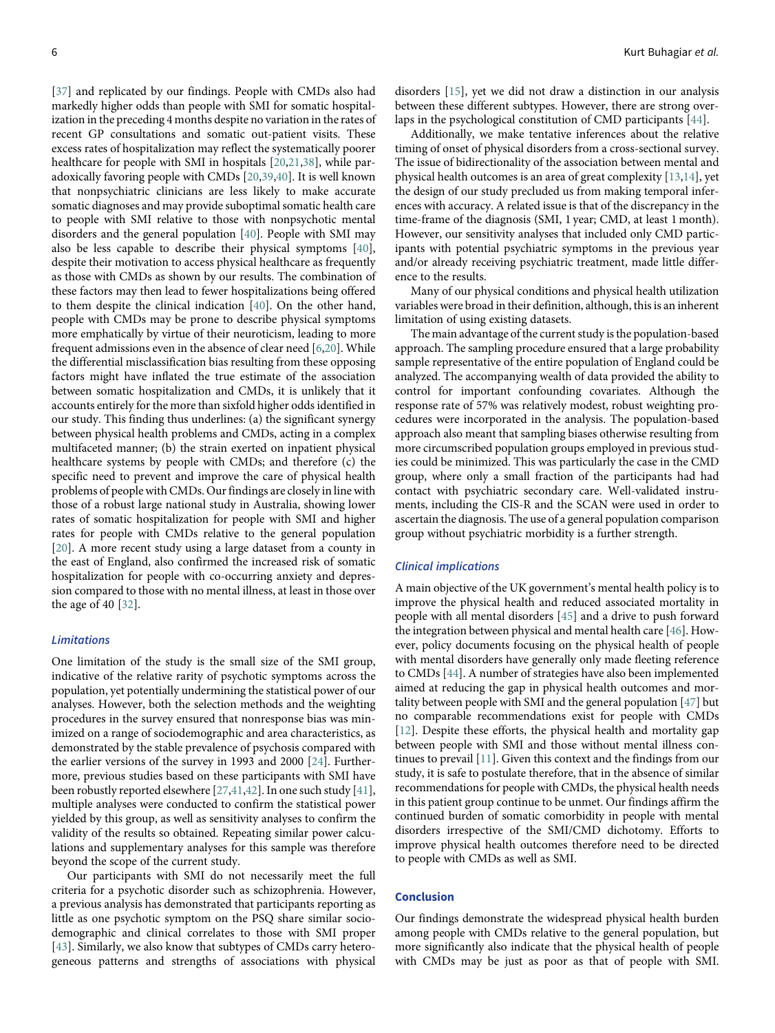[37] and replicated by our findings. People with CMDs also had markedly higher odds than people with SMI for somatic hospitalization in the preceding 4 months despite no variation in the rates of recent GP consultations and somatic out-patient visits. These excess rates of hospitalization may reflect the systematically poorer healthcare for people with SMI in hospitals [20,21,38], while paradoxically favoring people with CMDs [20,39,40]. It is well known that nonpsychiatric clinicians are less likely to make accurate somatic diagnoses and may provide suboptimal somatic health care to people with SMI relative to those with nonpsychotic mental disorders and the general population [40]. People with SMI may also be less capable to describe their physical symptoms [40], despite their motivation to access physical healthcare as frequently as those with CMDs as shown by our results. The combination of these factors may then lead to fewer hospitalizations being offered to them despite the clinical indication [40]. On the other hand, people with CMDs may be prone to describe physical symptoms more emphatically by virtue of their neuroticism, leading to more frequent admissions even in the absence of clear need [6,20]. While the differential misclassification bias resulting from these opposing factors might have inflated the true estimate of the association between somatic hospitalization and CMDs, it is unlikely that it accounts entirely for the more than sixfold higher odds identified in our study. This finding thus underlines: (a) the significant synergy between physical health problems and CMDs, acting in a complex multifaceted manner; (b) the strain exerted on inpatient physical healthcare systems by people with CMDs; and therefore (c) the specific need to prevent and improve the care of physical health problems of people with CMDs. Our findings are closely in line with those of a robust large national study in Australia, showing lower rates of somatic hospitalization for people with SMI and higher rates for people with CMDs relative to the general population [20]. A more recent study using a large dataset from a county in the east of England, also confirmed the increased risk of somatic hospitalization for people with co-occurring anxiety and depression compared to those with no mental illness, at least in those over the age of 40 [32].

### *Limitations*

One limitation of the study is the small size of the SMI group, indicative of the relative rarity of psychotic symptoms across the population, yet potentially undermining the statistical power of our analyses. However, both the selection methods and the weighting procedures in the survey ensured that nonresponse bias was minimized on a range of sociodemographic and area characteristics, as demonstrated by the stable prevalence of psychosis compared with the earlier versions of the survey in 1993 and 2000 [24]. Furthermore, previous studies based on these participants with SMI have been robustly reported elsewhere [27,41,42]. In one such study [41], multiple analyses were conducted to confirm the statistical power yielded by this group, as well as sensitivity analyses to confirm the validity of the results so obtained. Repeating similar power calculations and supplementary analyses for this sample was therefore beyond the scope of the current study.

Our participants with SMI do not necessarily meet the full criteria for a psychotic disorder such as schizophrenia. However, a previous analysis has demonstrated that participants reporting as little as one psychotic symptom on the PSQ share similar sociodemographic and clinical correlates to those with SMI proper [43]. Similarly, we also know that subtypes of CMDs carry heterogeneous patterns and strengths of associations with physical disorders [15], yet we did not draw a distinction in our analysis between these different subtypes. However, there are strong overlaps in the psychological constitution of CMD participants [44].

Additionally, we make tentative inferences about the relative timing of onset of physical disorders from a cross-sectional survey. The issue of bidirectionality of the association between mental and physical health outcomes is an area of great complexity [13,14], yet the design of our study precluded us from making temporal inferences with accuracy. A related issue is that of the discrepancy in the time-frame of the diagnosis (SMI, 1 year; CMD, at least 1 month). However, our sensitivity analyses that included only CMD participants with potential psychiatric symptoms in the previous year and/or already receiving psychiatric treatment, made little difference to the results.

Many of our physical conditions and physical health utilization variables were broad in their definition, although, this is an inherent limitation of using existing datasets.

The main advantage of the current study is the population-based approach. The sampling procedure ensured that a large probability sample representative of the entire population of England could be analyzed. The accompanying wealth of data provided the ability to control for important confounding covariates. Although the response rate of 57% was relatively modest, robust weighting procedures were incorporated in the analysis. The population-based approach also meant that sampling biases otherwise resulting from more circumscribed population groups employed in previous studies could be minimized. This was particularly the case in the CMD group, where only a small fraction of the participants had had contact with psychiatric secondary care. Well-validated instruments, including the CIS-R and the SCAN were used in order to ascertain the diagnosis. The use of a general population comparison group without psychiatric morbidity is a further strength.

### *Clinical implications*

A main objective of the UK government's mental health policy is to improve the physical health and reduced associated mortality in people with all mental disorders [45] and a drive to push forward the integration between physical and mental health care [46]. However, policy documents focusing on the physical health of people with mental disorders have generally only made fleeting reference to CMDs [44]. A number of strategies have also been implemented aimed at reducing the gap in physical health outcomes and mortality between people with SMI and the general population [47] but no comparable recommendations exist for people with CMDs [12]. Despite these efforts, the physical health and mortality gap between people with SMI and those without mental illness continues to prevail [11]. Given this context and the findings from our study, it is safe to postulate therefore, that in the absence of similar recommendations for people with CMDs, the physical health needs in this patient group continue to be unmet. Our findings affirm the continued burden of somatic comorbidity in people with mental disorders irrespective of the SMI/CMD dichotomy. Efforts to improve physical health outcomes therefore need to be directed to people with CMDs as well as SMI.

## Conclusion

Our findings demonstrate the widespread physical health burden among people with CMDs relative to the general population, but more significantly also indicate that the physical health of people with CMDs may be just as poor as that of people with SMI.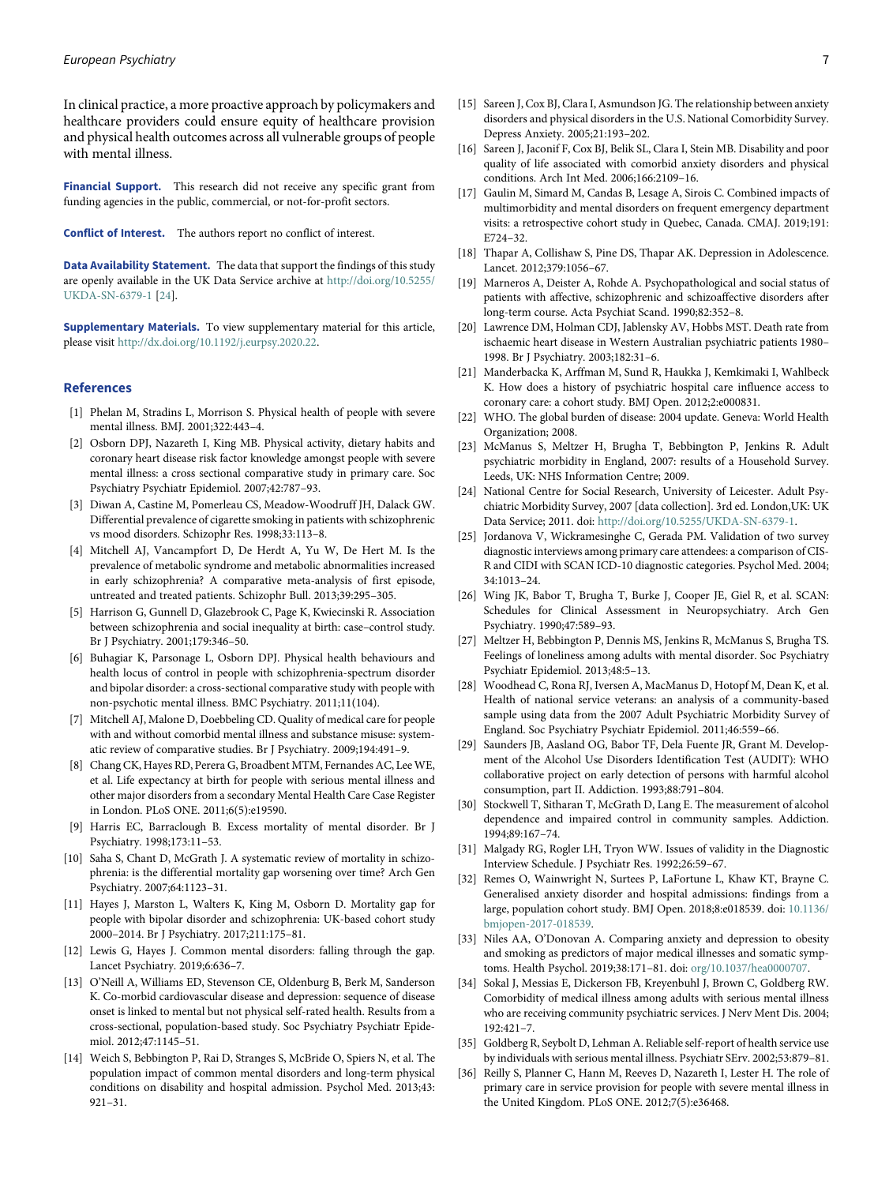In clinical practice, a more proactive approach by policymakers and healthcare providers could ensure equity of healthcare provision and physical health outcomes across all vulnerable groups of people with mental illness.

**Financial Support.** This research did not receive any specific grant from funding agencies in the public, commercial, or not-for-profit sectors.

**Conflict of Interest.** The authors report no conflict of interest.

**Data Availability Statement.** The data that support the findings of this study are openly available in the UK Data Service archive at http://doi.org/10.5255/UKDA-SN-6379-1 [24].

**Supplementary Materials.** To view supplementary material for this article, please visit http://dx.doi.org/10.1192/j.eurpsy.2020.22.

## References

[1] Phelan M, Stradins L, Morrison S. Physical health of people with severe mental illness. BMJ. 2001;322:443–4.

[2] Osborn DPJ, Nazareth I, King MB. Physical activity, dietary habits and coronary heart disease risk factor knowledge amongst people with severe mental illness: a cross sectional comparative study in primary care. Soc Psychiatry Psychiatr Epidemiol. 2007;42:787–93.

[3] Diwan A, Castine M, Pomerleau CS, Meadow-Woodruff JH, Dalack GW. Differential prevalence of cigarette smoking in patients with schizophrenic vs mood disorders. Schizophr Res. 1998;33:113–8.

[4] Mitchell AJ, Vancampfort D, De Herdt A, Yu W, De Hert M. Is the prevalence of metabolic syndrome and metabolic abnormalities increased in early schizophrenia? A comparative meta-analysis of first episode, untreated and treated patients. Schizophr Bull. 2013;39:295–305.

[5] Harrison G, Gunnell D, Glazebrook C, Page K, Kwiecinski R. Association between schizophrenia and social inequality at birth: case–control study. Br J Psychiatry. 2001;179:346–50.

[6] Buhagiar K, Parsonage L, Osborn DPJ. Physical health behaviours and health locus of control in people with schizophrenia-spectrum disorder and bipolar disorder: a cross-sectional comparative study with people with non-psychotic mental illness. BMC Psychiatry. 2011;11(104).

[7] Mitchell AJ, Malone D, Doebbeling CD. Quality of medical care for people with and without comorbid mental illness and substance misuse: systematic review of comparative studies. Br J Psychiatry. 2009;194:491–9.

[8] Chang CK, Hayes RD, Perera G, Broadbent MTM, Fernandes AC, Lee WE, et al. Life expectancy at birth for people with serious mental illness and other major disorders from a secondary Mental Health Care Case Register in London. PLoS ONE. 2011;6(5):e19590.

[9] Harris EC, Barraclough B. Excess mortality of mental disorder. Br J Psychiatry. 1998;173:11–53.

[10] Saha S, Chant D, McGrath J. A systematic review of mortality in schizophrenia: is the differential mortality gap worsening over time? Arch Gen Psychiatry. 2007;64:1123–31.

[11] Hayes J, Marston L, Walters K, King M, Osborn D. Mortality gap for people with bipolar disorder and schizophrenia: UK-based cohort study 2000–2014. Br J Psychiatry. 2017;211:175–81.

[12] Lewis G, Hayes J. Common mental disorders: falling through the gap. Lancet Psychiatry. 2019;6:636–7.

[13] O'Neill A, Williams ED, Stevenson CE, Oldenburg B, Berk M, Sanderson K. Co-morbid cardiovascular disease and depression: sequence of disease onset is linked to mental but not physical self-rated health. Results from a cross-sectional, population-based study. Soc Psychiatry Psychiatr Epidemiol. 2012;47:1145–51.

[14] Weich S, Bebbington P, Rai D, Stranges S, McBride O, Spiers N, et al. The population impact of common mental disorders and long-term physical conditions on disability and hospital admission. Psychol Med. 2013;43:921–31.

[15] Sareen J, Cox BJ, Clara I, Asmundson JG. The relationship between anxiety disorders and physical disorders in the U.S. National Comorbidity Survey. Depress Anxiety. 2005;21:193–202.

[16] Sareen J, Jaconif F, Cox BJ, Belik SL, Clara I, Stein MB. Disability and poor quality of life associated with comorbid anxiety disorders and physical conditions. Arch Int Med. 2006;166:2109–16.

[17] Gaulin M, Simard M, Candas B, Lesage A, Sirois C. Combined impacts of multimorbidity and mental disorders on frequent emergency department visits: a retrospective cohort study in Quebec, Canada. CMAJ. 2019;191:E724–32.

[18] Thapar A, Collishaw S, Pine DS, Thapar AK. Depression in Adolescence. Lancet. 2012;379:1056–67.

[19] Marneros A, Deister A, Rohde A. Psychopathological and social status of patients with affective, schizophrenic and schizoaffective disorders after long-term course. Acta Psychiat Scand. 1990;82:352–8.

[20] Lawrence DM, Holman CDJ, Jablensky AV, Hobbs MST. Death rate from ischaemic heart disease in Western Australian psychiatric patients 1980–1998. Br J Psychiatry. 2003;182:31–6.

[21] Manderbacka K, Arffman M, Sund R, Haukka J, Kemkimaki I, Wahlbeck K. How does a history of psychiatric hospital care influence access to coronary care: a cohort study. BMJ Open. 2012;2:e000831.

[22] WHO. The global burden of disease: 2004 update. Geneva: World Health Organization; 2008.

[23] McManus S, Meltzer H, Brugha T, Bebbington P, Jenkins R. Adult psychiatric morbidity in England, 2007: results of a Household Survey. Leeds, UK: NHS Information Centre; 2009.

[24] National Centre for Social Research, University of Leicester. Adult Psychiatric Morbidity Survey, 2007 [data collection]. 3rd ed. London,UK: UK Data Service; 2011. doi: http://doi.org/10.5255/UKDA-SN-6379-1.

[25] Jordanova V, Wickramesinghe C, Gerada PM. Validation of two survey diagnostic interviews among primary care attendees: a comparison of CIS-R and CIDI with SCAN ICD-10 diagnostic categories. Psychol Med. 2004;34:1013–24.

[26] Wing JK, Babor T, Brugha T, Burke J, Cooper JE, Giel R, et al. SCAN: Schedules for Clinical Assessment in Neuropsychiatry. Arch Gen Psychiatry. 1990;47:589–93.

[27] Meltzer H, Bebbington P, Dennis MS, Jenkins R, McManus S, Brugha TS. Feelings of loneliness among adults with mental disorder. Soc Psychiatry Psychiatr Epidemiol. 2013;48:5–13.

[28] Woodhead C, Rona RJ, Iversen A, MacManus D, Hotopf M, Dean K, et al. Health of national service veterans: an analysis of a community-based sample using data from the 2007 Adult Psychiatric Morbidity Survey of England. Soc Psychiatry Psychiatr Epidemiol. 2011;46:559–66.

[29] Saunders JB, Aasland OG, Babor TF, Dela Fuente JR, Grant M. Development of the Alcohol Use Disorders Identification Test (AUDIT): WHO collaborative project on early detection of persons with harmful alcohol consumption, part II. Addiction. 1993;88:791–804.

[30] Stockwell T, Sitharan T, McGrath D, Lang E. The measurement of alcohol dependence and impaired control in community samples. Addiction. 1994;89:167–74.

[31] Malgady RG, Rogler LH, Tryon WW. Issues of validity in the Diagnostic Interview Schedule. J Psychiatr Res. 1992;26:59–67.

[32] Remes O, Wainwright N, Surtees P, LaFortune L, Khaw KT, Brayne C. Generalised anxiety disorder and hospital admissions: findings from a large, population cohort study. BMJ Open. 2018;8:e018539. doi: 10.1136/bmjopen-2017-018539.

[33] Niles AA, O'Donovan A. Comparing anxiety and depression to obesity and smoking as predictors of major medical illnesses and somatic symptoms. Health Psychol. 2019;38:171–81. doi: org/10.1037/hea0000707.

[34] Sokal J, Messias E, Dickerson FB, Kreyenbuhl J, Brown C, Goldberg RW. Comorbidity of medical illness among adults with serious mental illness who are receiving community psychiatric services. J Nerv Ment Dis. 2004;192:421–7.

[35] Goldberg R, Seybolt D, Lehman A. Reliable self-report of health service use by individuals with serious mental illness. Psychiatr SErv. 2002;53:879–81.

[36] Reilly S, Planner C, Hann M, Reeves D, Nazareth I, Lester H. The role of primary care in service provision for people with severe mental illness in the United Kingdom. PLoS ONE. 2012;7(5):e36468.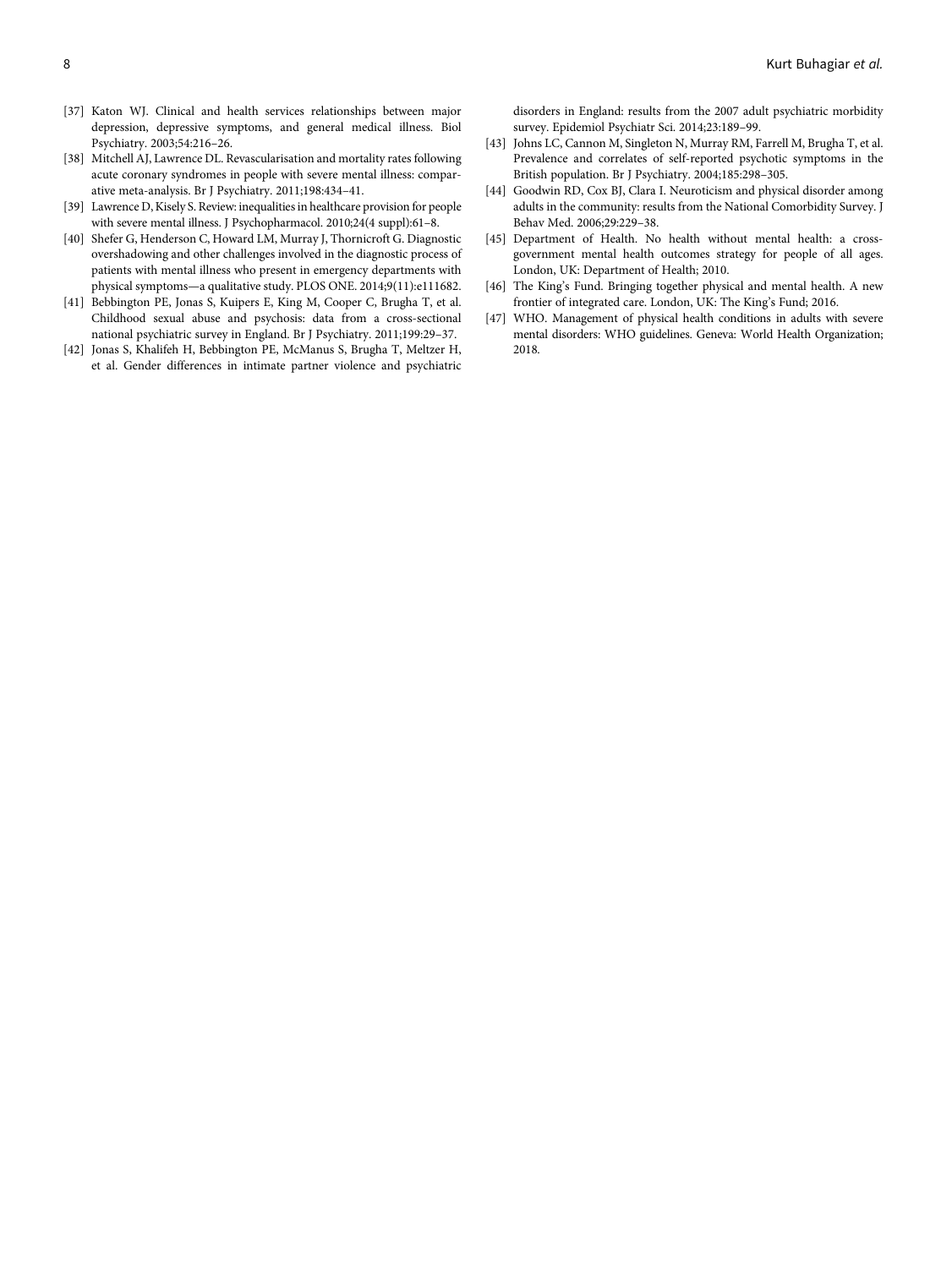[37] Katon WJ. Clinical and health services relationships between major depression, depressive symptoms, and general medical illness. Biol Psychiatry. 2003;54:216–26.

[38] Mitchell AJ, Lawrence DL. Revascularisation and mortality rates following acute coronary syndromes in people with severe mental illness: comparative meta-analysis. Br J Psychiatry. 2011;198:434–41.

[39] Lawrence D, Kisely S. Review: inequalities in healthcare provision for people with severe mental illness. J Psychopharmacol. 2010;24(4 suppl):61–8.

[40] Shefer G, Henderson C, Howard LM, Murray J, Thornicroft G. Diagnostic overshadowing and other challenges involved in the diagnostic process of patients with mental illness who present in emergency departments with physical symptoms—a qualitative study. PLOS ONE. 2014;9(11):e111682.

[41] Bebbington PE, Jonas S, Kuipers E, King M, Cooper C, Brugha T, et al. Childhood sexual abuse and psychosis: data from a cross-sectional national psychiatric survey in England. Br J Psychiatry. 2011;199:29–37.

[42] Jonas S, Khalifeh H, Bebbington PE, McManus S, Brugha T, Meltzer H, et al. Gender differences in intimate partner violence and psychiatric disorders in England: results from the 2007 adult psychiatric morbidity survey. Epidemiol Psychiatr Sci. 2014;23:189–99.

[43] Johns LC, Cannon M, Singleton N, Murray RM, Farrell M, Brugha T, et al. Prevalence and correlates of self-reported psychotic symptoms in the British population. Br J Psychiatry. 2004;185:298–305.

[44] Goodwin RD, Cox BJ, Clara I. Neuroticism and physical disorder among adults in the community: results from the National Comorbidity Survey. J Behav Med. 2006;29:229–38.

[45] Department of Health. No health without mental health: a cross-government mental health outcomes strategy for people of all ages. London, UK: Department of Health; 2010.

[46] The King's Fund. Bringing together physical and mental health. A new frontier of integrated care. London, UK: The King's Fund; 2016.

[47] WHO. Management of physical health conditions in adults with severe mental disorders: WHO guidelines. Geneva: World Health Organization; 2018.